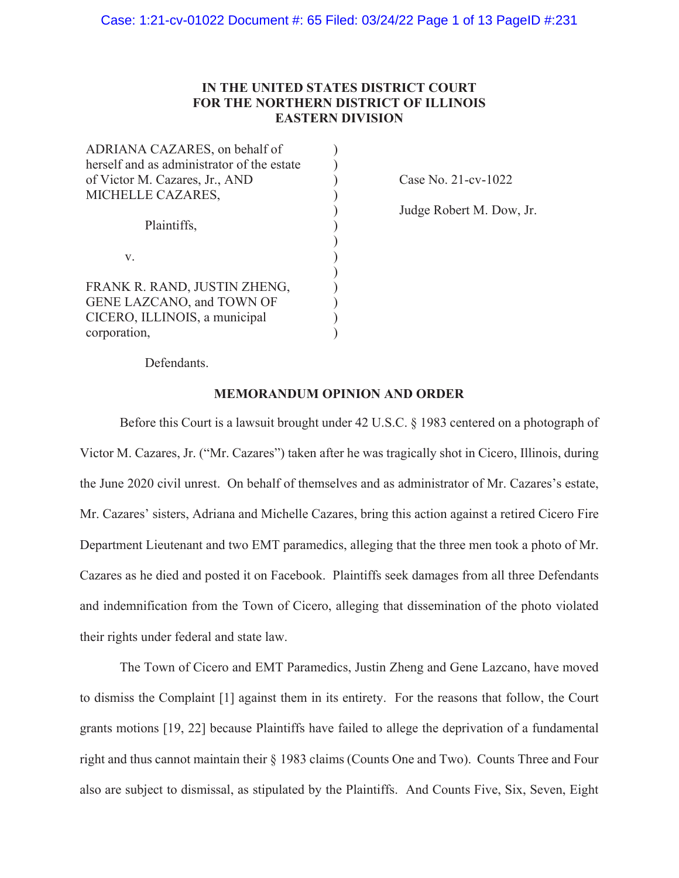**IN THE UNITED STATES DISTRICT COURT**
**FOR THE NORTHERN DISTRICT OF ILLINOIS**
**EASTERN DIVISION**

ADRIANA CAZARES, on behalf of herself and as administrator of the estate of Victor M. Cazares, Jr., AND MICHELLE CAZARES,

Plaintiffs,

v.

FRANK R. RAND, JUSTIN ZHENG, GENE LAZCANO, and TOWN OF CICERO, ILLINOIS, a municipal corporation,

Defendants.

Case No. 21-cv-1022

Judge Robert M. Dow, Jr.

**MEMORANDUM OPINION AND ORDER**

Before this Court is a lawsuit brought under 42 U.S.C. § 1983 centered on a photograph of Victor M. Cazares, Jr. ("Mr. Cazares") taken after he was tragically shot in Cicero, Illinois, during the June 2020 civil unrest. On behalf of themselves and as administrator of Mr. Cazares's estate, Mr. Cazares' sisters, Adriana and Michelle Cazares, bring this action against a retired Cicero Fire Department Lieutenant and two EMT paramedics, alleging that the three men took a photo of Mr. Cazares as he died and posted it on Facebook. Plaintiffs seek damages from all three Defendants and indemnification from the Town of Cicero, alleging that dissemination of the photo violated their rights under federal and state law.

The Town of Cicero and EMT Paramedics, Justin Zheng and Gene Lazcano, have moved to dismiss the Complaint [1] against them in its entirety. For the reasons that follow, the Court grants motions [19, 22] because Plaintiffs have failed to allege the deprivation of a fundamental right and thus cannot maintain their § 1983 claims (Counts One and Two). Counts Three and Four also are subject to dismissal, as stipulated by the Plaintiffs. And Counts Five, Six, Seven, Eight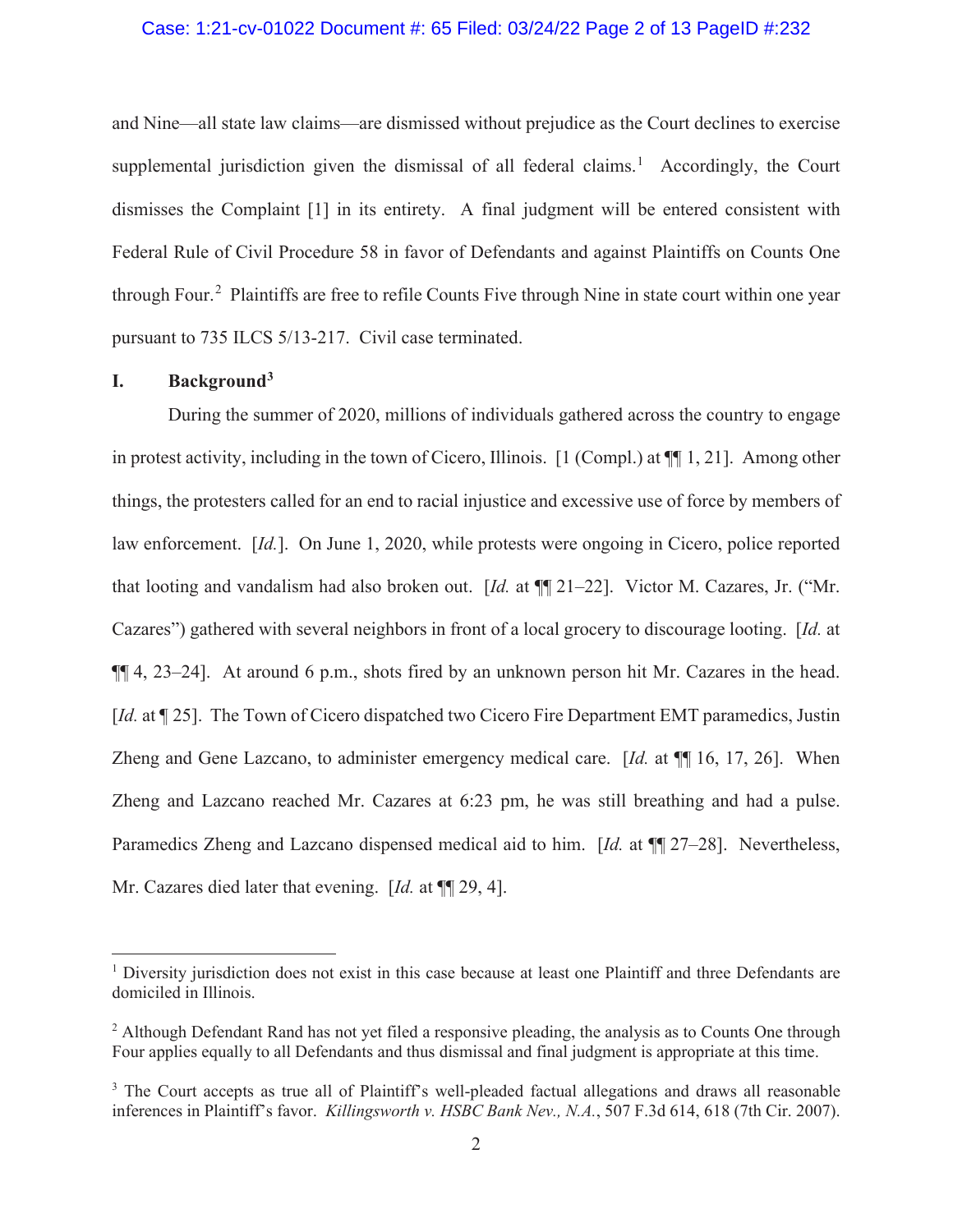and Nine—all state law claims—are dismissed without prejudice as the Court declines to exercise supplemental jurisdiction given the dismissal of all federal claims.[1] Accordingly, the Court dismisses the Complaint [1] in its entirety. A final judgment will be entered consistent with Federal Rule of Civil Procedure 58 in favor of Defendants and against Plaintiffs on Counts One through Four.[2] Plaintiffs are free to refile Counts Five through Nine in state court within one year pursuant to 735 ILCS 5/13-217. Civil case terminated.

## I. Background[3]

During the summer of 2020, millions of individuals gathered across the country to engage in protest activity, including in the town of Cicero, Illinois. [1 (Compl.) at ¶¶ 1, 21]. Among other things, the protesters called for an end to racial injustice and excessive use of force by members of law enforcement. [*Id.*]. On June 1, 2020, while protests were ongoing in Cicero, police reported that looting and vandalism had also broken out. [*Id.* at ¶¶ 21–22]. Victor M. Cazares, Jr. ("Mr. Cazares") gathered with several neighbors in front of a local grocery to discourage looting. [*Id.* at ¶¶ 4, 23–24]. At around 6 p.m., shots fired by an unknown person hit Mr. Cazares in the head. [*Id.* at ¶ 25]. The Town of Cicero dispatched two Cicero Fire Department EMT paramedics, Justin Zheng and Gene Lazcano, to administer emergency medical care. [*Id.* at ¶¶ 16, 17, 26]. When Zheng and Lazcano reached Mr. Cazares at 6:23 pm, he was still breathing and had a pulse. Paramedics Zheng and Lazcano dispensed medical aid to him. [*Id.* at ¶¶ 27–28]. Nevertheless, Mr. Cazares died later that evening. [*Id.* at ¶¶ 29, 4].

---

[1] Diversity jurisdiction does not exist in this case because at least one Plaintiff and three Defendants are domiciled in Illinois.

[2] Although Defendant Rand has not yet filed a responsive pleading, the analysis as to Counts One through Four applies equally to all Defendants and thus dismissal and final judgment is appropriate at this time.

[3] The Court accepts as true all of Plaintiff's well-pleaded factual allegations and draws all reasonable inferences in Plaintiff's favor. *Killingsworth v. HSBC Bank Nev., N.A.*, 507 F.3d 614, 618 (7th Cir. 2007).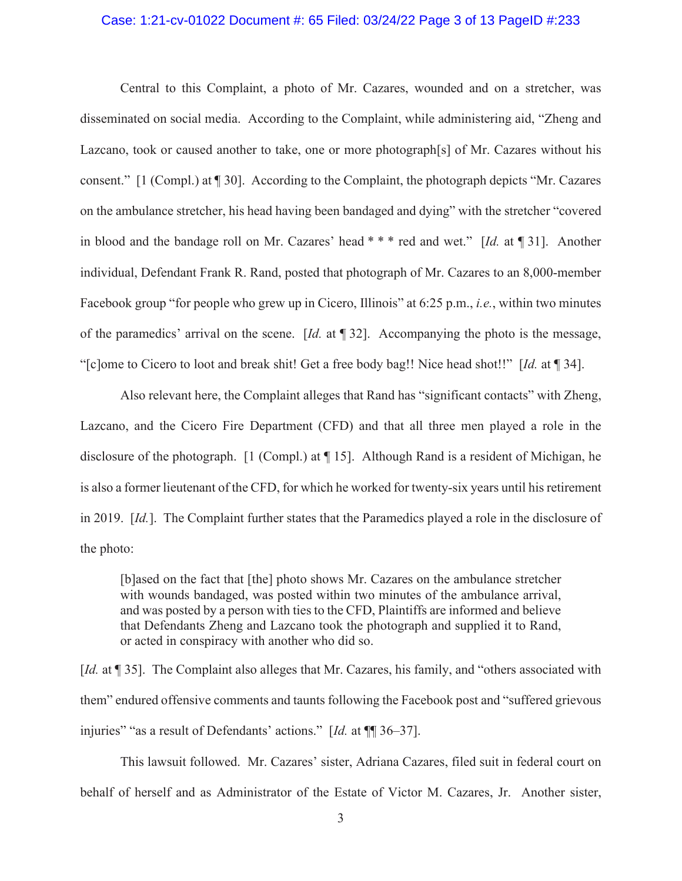Central to this Complaint, a photo of Mr. Cazares, wounded and on a stretcher, was disseminated on social media. According to the Complaint, while administering aid, "Zheng and Lazcano, took or caused another to take, one or more photograph[s] of Mr. Cazares without his consent." [1 (Compl.) at ¶ 30]. According to the Complaint, the photograph depicts "Mr. Cazares on the ambulance stretcher, his head having been bandaged and dying" with the stretcher "covered in blood and the bandage roll on Mr. Cazares' head * * * red and wet." [*Id.* at ¶ 31]. Another individual, Defendant Frank R. Rand, posted that photograph of Mr. Cazares to an 8,000-member Facebook group "for people who grew up in Cicero, Illinois" at 6:25 p.m., *i.e.*, within two minutes of the paramedics' arrival on the scene. [*Id.* at ¶ 32]. Accompanying the photo is the message, "[c]ome to Cicero to loot and break shit! Get a free body bag!! Nice head shot!!" [*Id.* at ¶ 34].

Also relevant here, the Complaint alleges that Rand has "significant contacts" with Zheng, Lazcano, and the Cicero Fire Department (CFD) and that all three men played a role in the disclosure of the photograph. [1 (Compl.) at ¶ 15]. Although Rand is a resident of Michigan, he is also a former lieutenant of the CFD, for which he worked for twenty-six years until his retirement in 2019. [*Id.*]. The Complaint further states that the Paramedics played a role in the disclosure of the photo:

> [b]ased on the fact that [the] photo shows Mr. Cazares on the ambulance stretcher with wounds bandaged, was posted within two minutes of the ambulance arrival, and was posted by a person with ties to the CFD, Plaintiffs are informed and believe that Defendants Zheng and Lazcano took the photograph and supplied it to Rand, or acted in conspiracy with another who did so.

[*Id.* at ¶ 35]. The Complaint also alleges that Mr. Cazares, his family, and "others associated with them" endured offensive comments and taunts following the Facebook post and "suffered grievous injuries" "as a result of Defendants' actions." [*Id.* at ¶¶ 36–37].

This lawsuit followed. Mr. Cazares' sister, Adriana Cazares, filed suit in federal court on behalf of herself and as Administrator of the Estate of Victor M. Cazares, Jr. Another sister,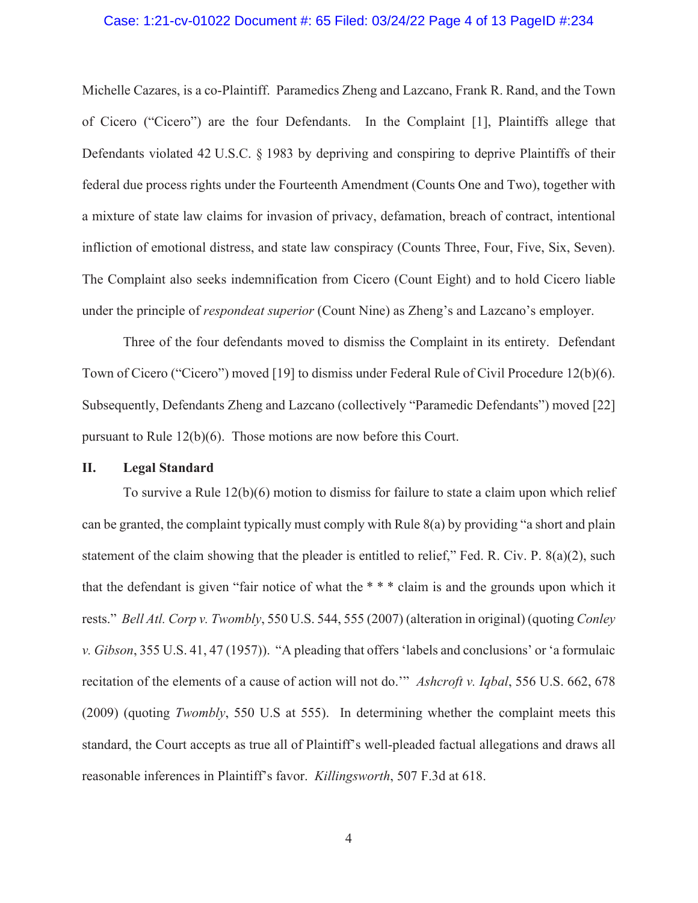Michelle Cazares, is a co-Plaintiff. Paramedics Zheng and Lazcano, Frank R. Rand, and the Town of Cicero ("Cicero") are the four Defendants. In the Complaint [1], Plaintiffs allege that Defendants violated 42 U.S.C. § 1983 by depriving and conspiring to deprive Plaintiffs of their federal due process rights under the Fourteenth Amendment (Counts One and Two), together with a mixture of state law claims for invasion of privacy, defamation, breach of contract, intentional infliction of emotional distress, and state law conspiracy (Counts Three, Four, Five, Six, Seven). The Complaint also seeks indemnification from Cicero (Count Eight) and to hold Cicero liable under the principle of *respondeat superior* (Count Nine) as Zheng's and Lazcano's employer.

Three of the four defendants moved to dismiss the Complaint in its entirety. Defendant Town of Cicero ("Cicero") moved [19] to dismiss under Federal Rule of Civil Procedure 12(b)(6). Subsequently, Defendants Zheng and Lazcano (collectively "Paramedic Defendants") moved [22] pursuant to Rule 12(b)(6). Those motions are now before this Court.

## II. Legal Standard

To survive a Rule 12(b)(6) motion to dismiss for failure to state a claim upon which relief can be granted, the complaint typically must comply with Rule 8(a) by providing "a short and plain statement of the claim showing that the pleader is entitled to relief," Fed. R. Civ. P. 8(a)(2), such that the defendant is given "fair notice of what the * * * claim is and the grounds upon which it rests." *Bell Atl. Corp v. Twombly*, 550 U.S. 544, 555 (2007) (alteration in original) (quoting *Conley v. Gibson*, 355 U.S. 41, 47 (1957)). "A pleading that offers 'labels and conclusions' or 'a formulaic recitation of the elements of a cause of action will not do.'" *Ashcroft v. Iqbal*, 556 U.S. 662, 678 (2009) (quoting *Twombly*, 550 U.S at 555). In determining whether the complaint meets this standard, the Court accepts as true all of Plaintiff's well-pleaded factual allegations and draws all reasonable inferences in Plaintiff's favor. *Killingsworth*, 507 F.3d at 618.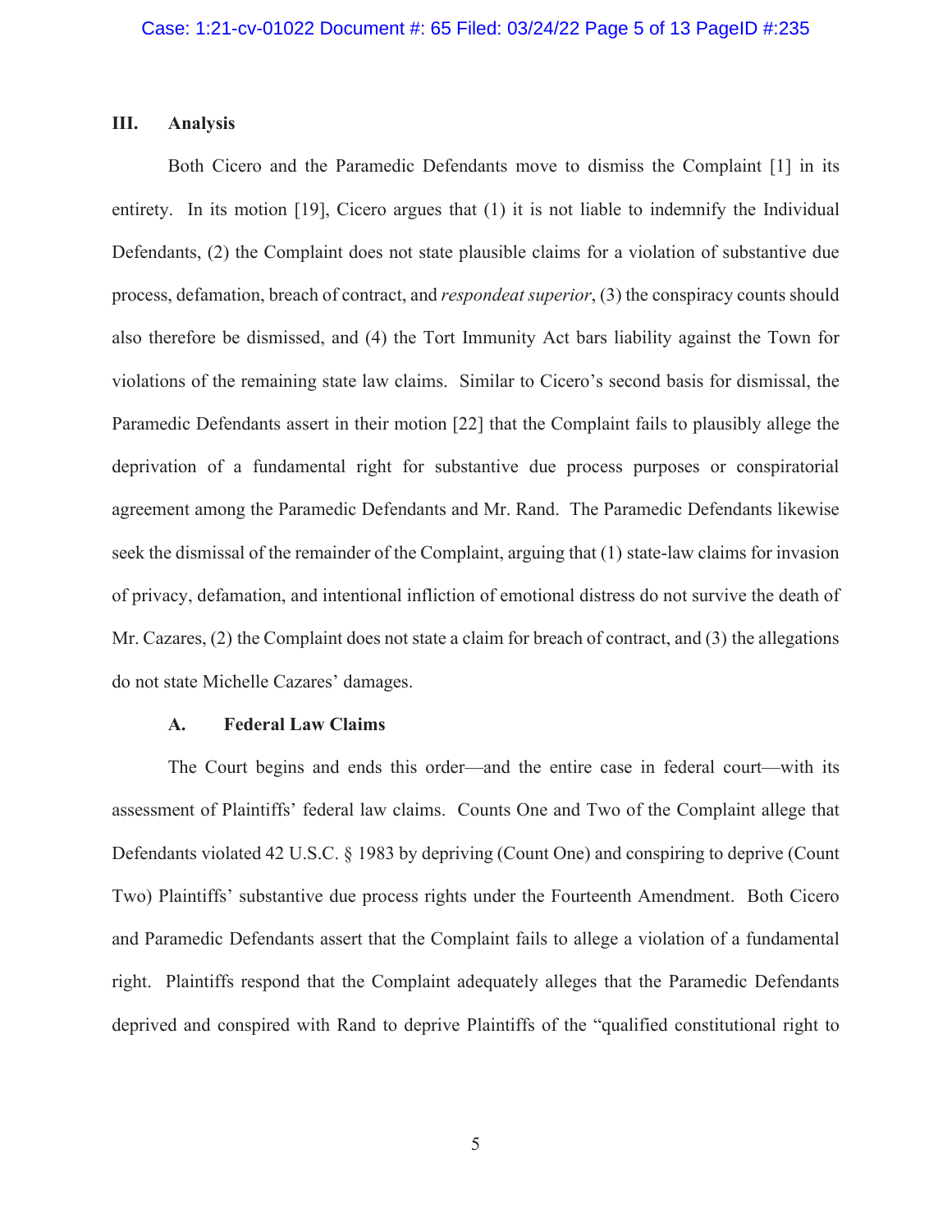### III. Analysis

Both Cicero and the Paramedic Defendants move to dismiss the Complaint [1] in its entirety. In its motion [19], Cicero argues that (1) it is not liable to indemnify the Individual Defendants, (2) the Complaint does not state plausible claims for a violation of substantive due process, defamation, breach of contract, and *respondeat superior*, (3) the conspiracy counts should also therefore be dismissed, and (4) the Tort Immunity Act bars liability against the Town for violations of the remaining state law claims. Similar to Cicero's second basis for dismissal, the Paramedic Defendants assert in their motion [22] that the Complaint fails to plausibly allege the deprivation of a fundamental right for substantive due process purposes or conspiratorial agreement among the Paramedic Defendants and Mr. Rand. The Paramedic Defendants likewise seek the dismissal of the remainder of the Complaint, arguing that (1) state-law claims for invasion of privacy, defamation, and intentional infliction of emotional distress do not survive the death of Mr. Cazares, (2) the Complaint does not state a claim for breach of contract, and (3) the allegations do not state Michelle Cazares' damages.

#### A. Federal Law Claims

The Court begins and ends this order—and the entire case in federal court—with its assessment of Plaintiffs' federal law claims. Counts One and Two of the Complaint allege that Defendants violated 42 U.S.C. § 1983 by depriving (Count One) and conspiring to deprive (Count Two) Plaintiffs' substantive due process rights under the Fourteenth Amendment. Both Cicero and Paramedic Defendants assert that the Complaint fails to allege a violation of a fundamental right. Plaintiffs respond that the Complaint adequately alleges that the Paramedic Defendants deprived and conspired with Rand to deprive Plaintiffs of the "qualified constitutional right to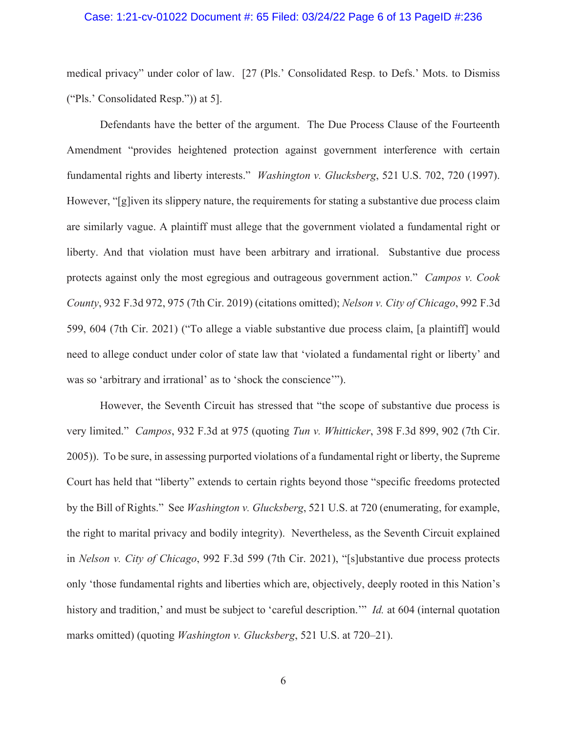medical privacy" under color of law. [27 (Pls.' Consolidated Resp. to Defs.' Mots. to Dismiss ("Pls.' Consolidated Resp.")) at 5].

Defendants have the better of the argument. The Due Process Clause of the Fourteenth Amendment "provides heightened protection against government interference with certain fundamental rights and liberty interests." *Washington v. Glucksberg*, 521 U.S. 702, 720 (1997). However, "[g]iven its slippery nature, the requirements for stating a substantive due process claim are similarly vague. A plaintiff must allege that the government violated a fundamental right or liberty. And that violation must have been arbitrary and irrational. Substantive due process protects against only the most egregious and outrageous government action." *Campos v. Cook County*, 932 F.3d 972, 975 (7th Cir. 2019) (citations omitted); *Nelson v. City of Chicago*, 992 F.3d 599, 604 (7th Cir. 2021) ("To allege a viable substantive due process claim, [a plaintiff] would need to allege conduct under color of state law that 'violated a fundamental right or liberty' and was so 'arbitrary and irrational' as to 'shock the conscience'").

However, the Seventh Circuit has stressed that "the scope of substantive due process is very limited." *Campos*, 932 F.3d at 975 (quoting *Tun v. Whitticker*, 398 F.3d 899, 902 (7th Cir. 2005)). To be sure, in assessing purported violations of a fundamental right or liberty, the Supreme Court has held that "liberty" extends to certain rights beyond those "specific freedoms protected by the Bill of Rights." See *Washington v. Glucksberg*, 521 U.S. at 720 (enumerating, for example, the right to marital privacy and bodily integrity). Nevertheless, as the Seventh Circuit explained in *Nelson v. City of Chicago*, 992 F.3d 599 (7th Cir. 2021), "[s]ubstantive due process protects only 'those fundamental rights and liberties which are, objectively, deeply rooted in this Nation's history and tradition,' and must be subject to 'careful description.'" *Id.* at 604 (internal quotation marks omitted) (quoting *Washington v. Glucksberg*, 521 U.S. at 720–21).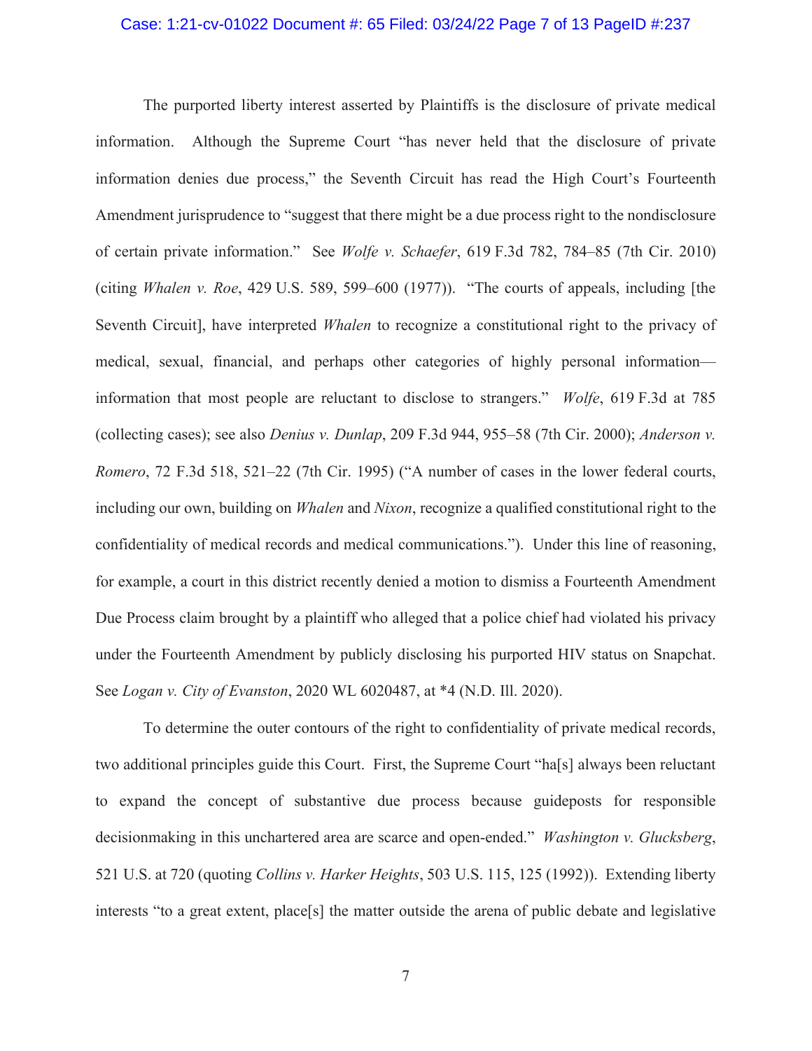The purported liberty interest asserted by Plaintiffs is the disclosure of private medical information. Although the Supreme Court "has never held that the disclosure of private information denies due process," the Seventh Circuit has read the High Court's Fourteenth Amendment jurisprudence to "suggest that there might be a due process right to the nondisclosure of certain private information." See *Wolfe v. Schaefer*, 619 F.3d 782, 784–85 (7th Cir. 2010) (citing *Whalen v. Roe*, 429 U.S. 589, 599–600 (1977)). "The courts of appeals, including [the Seventh Circuit], have interpreted *Whalen* to recognize a constitutional right to the privacy of medical, sexual, financial, and perhaps other categories of highly personal information—information that most people are reluctant to disclose to strangers." *Wolfe*, 619 F.3d at 785 (collecting cases); see also *Denius v. Dunlap*, 209 F.3d 944, 955–58 (7th Cir. 2000); *Anderson v. Romero*, 72 F.3d 518, 521–22 (7th Cir. 1995) ("A number of cases in the lower federal courts, including our own, building on *Whalen* and *Nixon*, recognize a qualified constitutional right to the confidentiality of medical records and medical communications."). Under this line of reasoning, for example, a court in this district recently denied a motion to dismiss a Fourteenth Amendment Due Process claim brought by a plaintiff who alleged that a police chief had violated his privacy under the Fourteenth Amendment by publicly disclosing his purported HIV status on Snapchat. See *Logan v. City of Evanston*, 2020 WL 6020487, at *4 (N.D. Ill. 2020).

To determine the outer contours of the right to confidentiality of private medical records, two additional principles guide this Court. First, the Supreme Court "ha[s] always been reluctant to expand the concept of substantive due process because guideposts for responsible decisionmaking in this unchartered area are scarce and open-ended." *Washington v. Glucksberg*, 521 U.S. at 720 (quoting *Collins v. Harker Heights*, 503 U.S. 115, 125 (1992)). Extending liberty interests "to a great extent, place[s] the matter outside the arena of public debate and legislative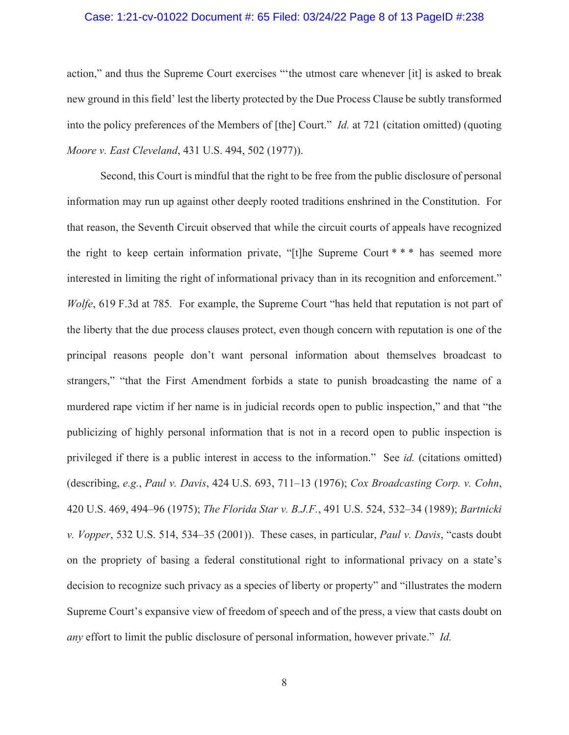action," and thus the Supreme Court exercises "'the utmost care whenever [it] is asked to break new ground in this field' lest the liberty protected by the Due Process Clause be subtly transformed into the policy preferences of the Members of [the] Court." *Id.* at 721 (citation omitted) (quoting *Moore v. East Cleveland*, 431 U.S. 494, 502 (1977)).

Second, this Court is mindful that the right to be free from the public disclosure of personal information may run up against other deeply rooted traditions enshrined in the Constitution. For that reason, the Seventh Circuit observed that while the circuit courts of appeals have recognized the right to keep certain information private, "[t]he Supreme Court * * * has seemed more interested in limiting the right of informational privacy than in its recognition and enforcement." *Wolfe*, 619 F.3d at 785. For example, the Supreme Court "has held that reputation is not part of the liberty that the due process clauses protect, even though concern with reputation is one of the principal reasons people don't want personal information about themselves broadcast to strangers," "that the First Amendment forbids a state to punish broadcasting the name of a murdered rape victim if her name is in judicial records open to public inspection," and that "the publicizing of highly personal information that is not in a record open to public inspection is privileged if there is a public interest in access to the information." See *id.* (citations omitted) (describing, *e.g.*, *Paul v. Davis*, 424 U.S. 693, 711–13 (1976); *Cox Broadcasting Corp. v. Cohn*, 420 U.S. 469, 494–96 (1975); *The Florida Star v. B.J.F.*, 491 U.S. 524, 532–34 (1989); *Bartnicki v. Vopper*, 532 U.S. 514, 534–35 (2001)). These cases, in particular, *Paul v. Davis*, "casts doubt on the propriety of basing a federal constitutional right to informational privacy on a state's decision to recognize such privacy as a species of liberty or property" and "illustrates the modern Supreme Court's expansive view of freedom of speech and of the press, a view that casts doubt on *any* effort to limit the public disclosure of personal information, however private." *Id.*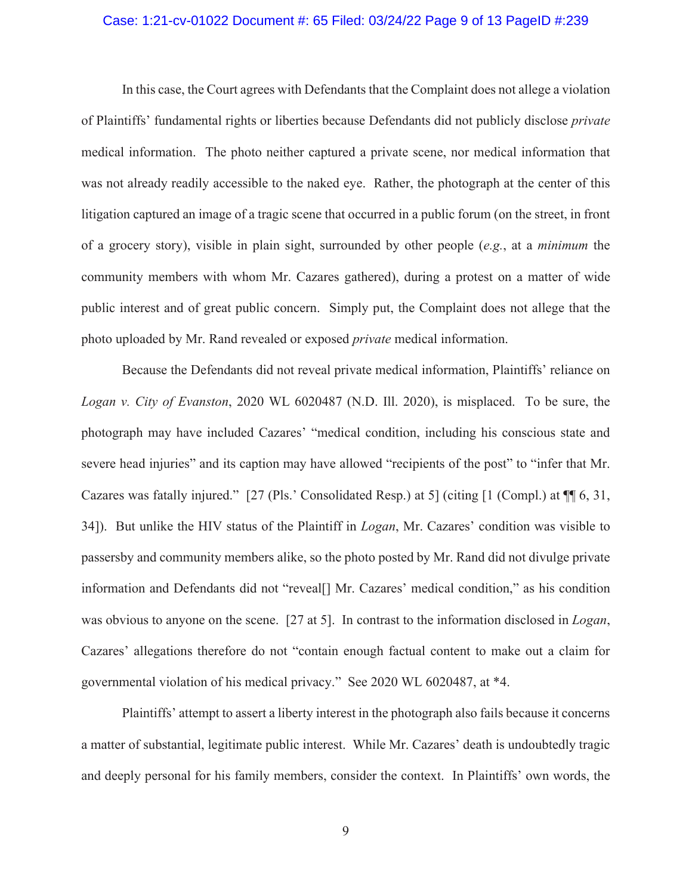In this case, the Court agrees with Defendants that the Complaint does not allege a violation of Plaintiffs' fundamental rights or liberties because Defendants did not publicly disclose *private* medical information. The photo neither captured a private scene, nor medical information that was not already readily accessible to the naked eye. Rather, the photograph at the center of this litigation captured an image of a tragic scene that occurred in a public forum (on the street, in front of a grocery story), visible in plain sight, surrounded by other people (*e.g.*, at a *minimum* the community members with whom Mr. Cazares gathered), during a protest on a matter of wide public interest and of great public concern. Simply put, the Complaint does not allege that the photo uploaded by Mr. Rand revealed or exposed *private* medical information.

Because the Defendants did not reveal private medical information, Plaintiffs' reliance on *Logan v. City of Evanston*, 2020 WL 6020487 (N.D. Ill. 2020), is misplaced. To be sure, the photograph may have included Cazares' "medical condition, including his conscious state and severe head injuries" and its caption may have allowed "recipients of the post" to "infer that Mr. Cazares was fatally injured." [27 (Pls.' Consolidated Resp.) at 5] (citing [1 (Compl.) at ¶¶ 6, 31, 34]). But unlike the HIV status of the Plaintiff in *Logan*, Mr. Cazares' condition was visible to passersby and community members alike, so the photo posted by Mr. Rand did not divulge private information and Defendants did not "reveal[] Mr. Cazares' medical condition," as his condition was obvious to anyone on the scene. [27 at 5]. In contrast to the information disclosed in *Logan*, Cazares' allegations therefore do not "contain enough factual content to make out a claim for governmental violation of his medical privacy." See 2020 WL 6020487, at *4.

Plaintiffs' attempt to assert a liberty interest in the photograph also fails because it concerns a matter of substantial, legitimate public interest. While Mr. Cazares' death is undoubtedly tragic and deeply personal for his family members, consider the context. In Plaintiffs' own words, the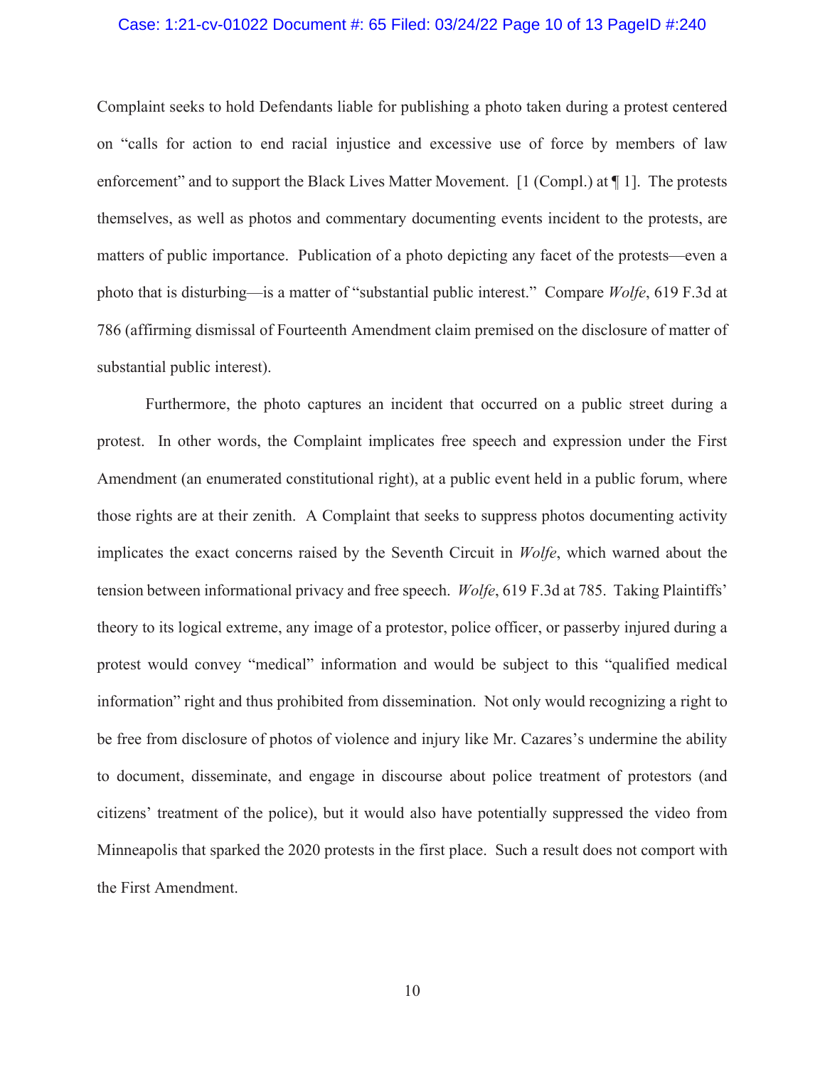Complaint seeks to hold Defendants liable for publishing a photo taken during a protest centered on "calls for action to end racial injustice and excessive use of force by members of law enforcement" and to support the Black Lives Matter Movement. [1 (Compl.) at ¶ 1]. The protests themselves, as well as photos and commentary documenting events incident to the protests, are matters of public importance. Publication of a photo depicting any facet of the protests—even a photo that is disturbing—is a matter of "substantial public interest." Compare *Wolfe*, 619 F.3d at 786 (affirming dismissal of Fourteenth Amendment claim premised on the disclosure of matter of substantial public interest).

Furthermore, the photo captures an incident that occurred on a public street during a protest. In other words, the Complaint implicates free speech and expression under the First Amendment (an enumerated constitutional right), at a public event held in a public forum, where those rights are at their zenith. A Complaint that seeks to suppress photos documenting activity implicates the exact concerns raised by the Seventh Circuit in *Wolfe*, which warned about the tension between informational privacy and free speech. *Wolfe*, 619 F.3d at 785. Taking Plaintiffs' theory to its logical extreme, any image of a protestor, police officer, or passerby injured during a protest would convey "medical" information and would be subject to this "qualified medical information" right and thus prohibited from dissemination. Not only would recognizing a right to be free from disclosure of photos of violence and injury like Mr. Cazares's undermine the ability to document, disseminate, and engage in discourse about police treatment of protestors (and citizens' treatment of the police), but it would also have potentially suppressed the video from Minneapolis that sparked the 2020 protests in the first place. Such a result does not comport with the First Amendment.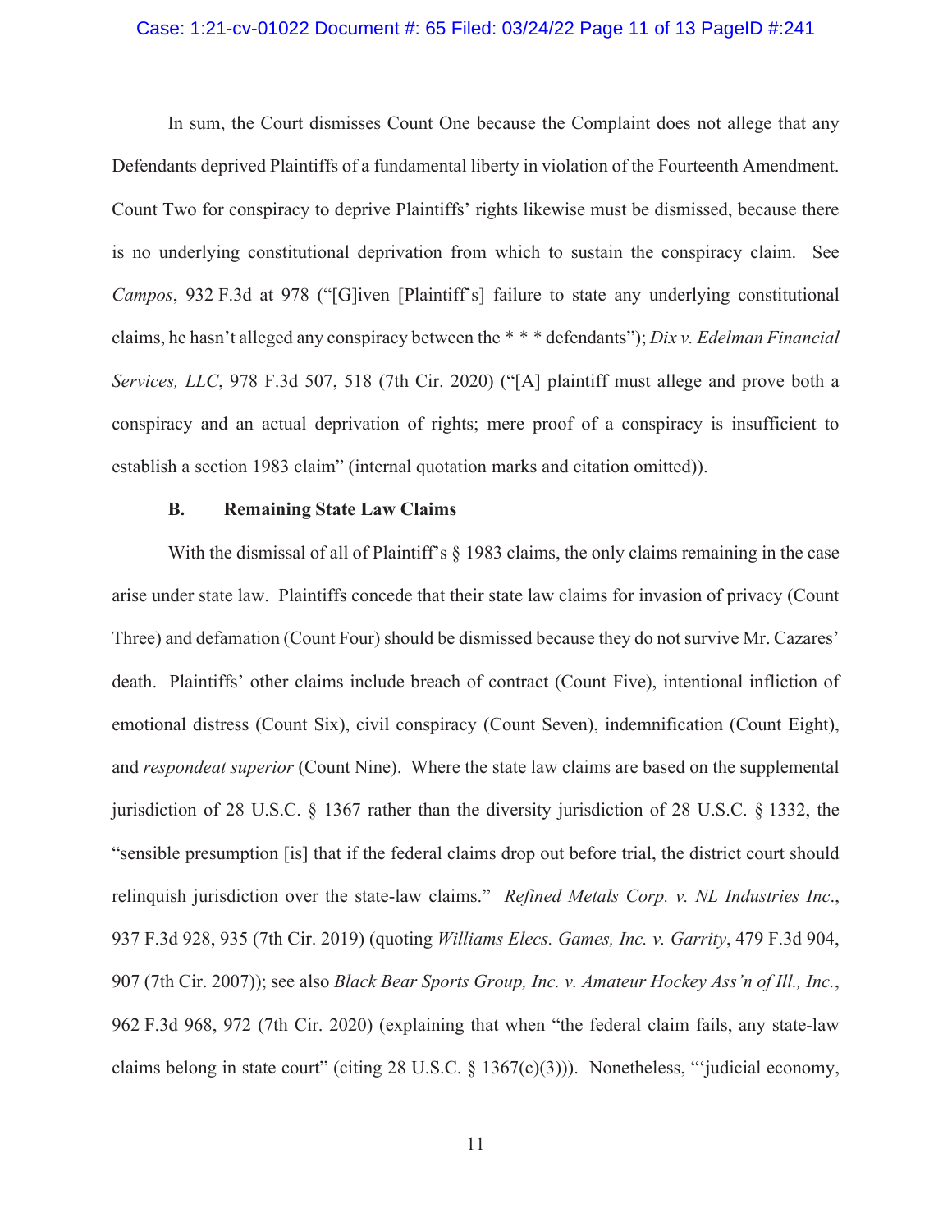In sum, the Court dismisses Count One because the Complaint does not allege that any Defendants deprived Plaintiffs of a fundamental liberty in violation of the Fourteenth Amendment. Count Two for conspiracy to deprive Plaintiffs' rights likewise must be dismissed, because there is no underlying constitutional deprivation from which to sustain the conspiracy claim. See *Campos*, 932 F.3d at 978 ("[G]iven [Plaintiff's] failure to state any underlying constitutional claims, he hasn't alleged any conspiracy between the * * * defendants"); *Dix v. Edelman Financial Services, LLC*, 978 F.3d 507, 518 (7th Cir. 2020) ("[A] plaintiff must allege and prove both a conspiracy and an actual deprivation of rights; mere proof of a conspiracy is insufficient to establish a section 1983 claim" (internal quotation marks and citation omitted)).

### B. Remaining State Law Claims

With the dismissal of all of Plaintiff's § 1983 claims, the only claims remaining in the case arise under state law. Plaintiffs concede that their state law claims for invasion of privacy (Count Three) and defamation (Count Four) should be dismissed because they do not survive Mr. Cazares' death. Plaintiffs' other claims include breach of contract (Count Five), intentional infliction of emotional distress (Count Six), civil conspiracy (Count Seven), indemnification (Count Eight), and *respondeat superior* (Count Nine). Where the state law claims are based on the supplemental jurisdiction of 28 U.S.C. § 1367 rather than the diversity jurisdiction of 28 U.S.C. § 1332, the "sensible presumption [is] that if the federal claims drop out before trial, the district court should relinquish jurisdiction over the state-law claims." *Refined Metals Corp. v. NL Industries Inc.*, 937 F.3d 928, 935 (7th Cir. 2019) (quoting *Williams Elecs. Games, Inc. v. Garrity*, 479 F.3d 904, 907 (7th Cir. 2007)); see also *Black Bear Sports Group, Inc. v. Amateur Hockey Ass'n of Ill., Inc.*, 962 F.3d 968, 972 (7th Cir. 2020) (explaining that when "the federal claim fails, any state-law claims belong in state court" (citing 28 U.S.C. § 1367(c)(3))). Nonetheless, "'judicial economy,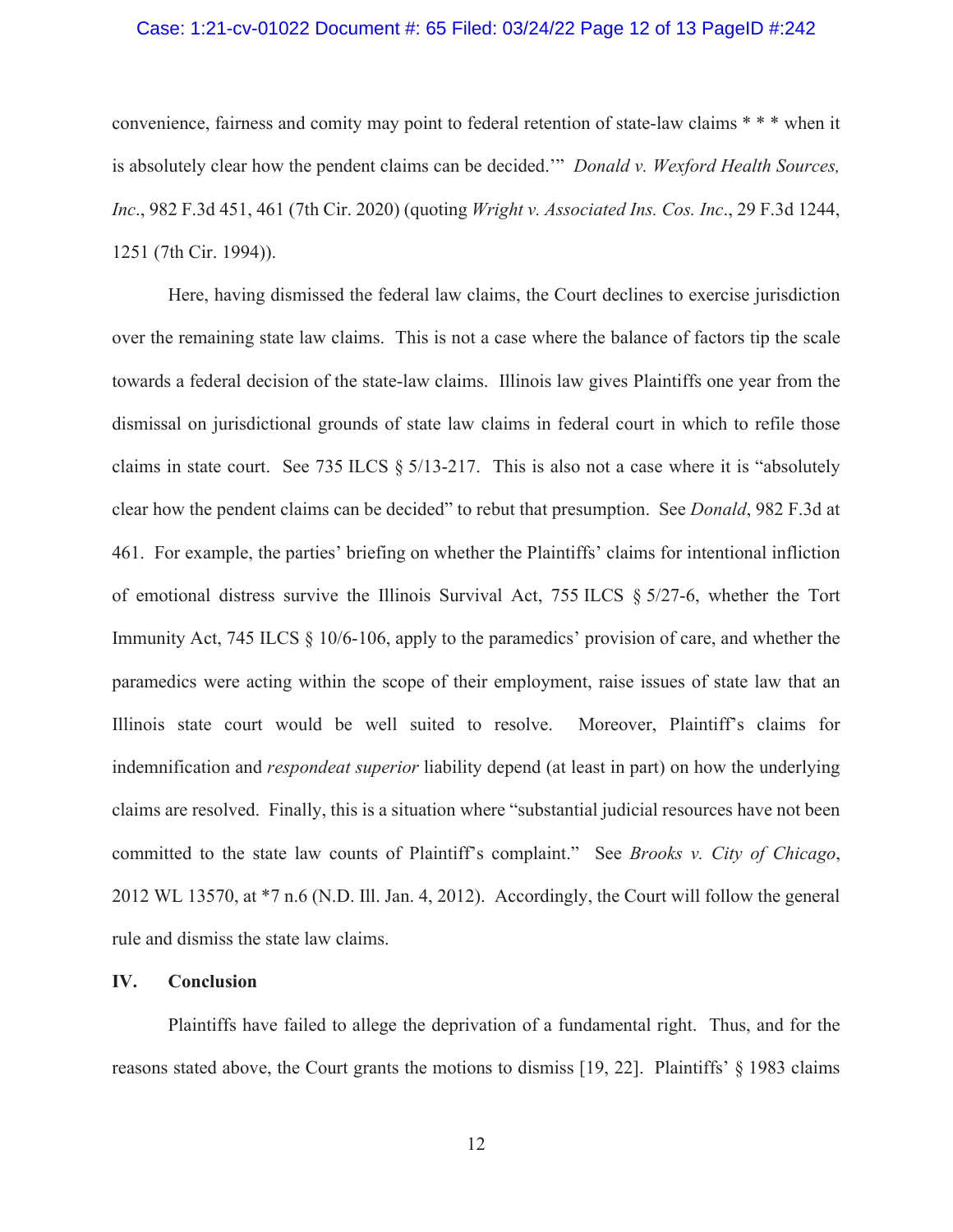convenience, fairness and comity may point to federal retention of state-law claims * * * when it is absolutely clear how the pendent claims can be decided.'" *Donald v. Wexford Health Sources, Inc*., 982 F.3d 451, 461 (7th Cir. 2020) (quoting *Wright v. Associated Ins. Cos. Inc*., 29 F.3d 1244, 1251 (7th Cir. 1994)).

Here, having dismissed the federal law claims, the Court declines to exercise jurisdiction over the remaining state law claims. This is not a case where the balance of factors tip the scale towards a federal decision of the state-law claims. Illinois law gives Plaintiffs one year from the dismissal on jurisdictional grounds of state law claims in federal court in which to refile those claims in state court. See 735 ILCS § 5/13-217. This is also not a case where it is "absolutely clear how the pendent claims can be decided" to rebut that presumption. See *Donald*, 982 F.3d at 461. For example, the parties' briefing on whether the Plaintiffs' claims for intentional infliction of emotional distress survive the Illinois Survival Act, 755 ILCS § 5/27-6, whether the Tort Immunity Act, 745 ILCS § 10/6-106, apply to the paramedics' provision of care, and whether the paramedics were acting within the scope of their employment, raise issues of state law that an Illinois state court would be well suited to resolve. Moreover, Plaintiff's claims for indemnification and *respondeat superior* liability depend (at least in part) on how the underlying claims are resolved. Finally, this is a situation where "substantial judicial resources have not been committed to the state law counts of Plaintiff's complaint." See *Brooks v. City of Chicago*, 2012 WL 13570, at *7 n.6 (N.D. Ill. Jan. 4, 2012). Accordingly, the Court will follow the general rule and dismiss the state law claims.

## IV. Conclusion

Plaintiffs have failed to allege the deprivation of a fundamental right. Thus, and for the reasons stated above, the Court grants the motions to dismiss [19, 22]. Plaintiffs' § 1983 claims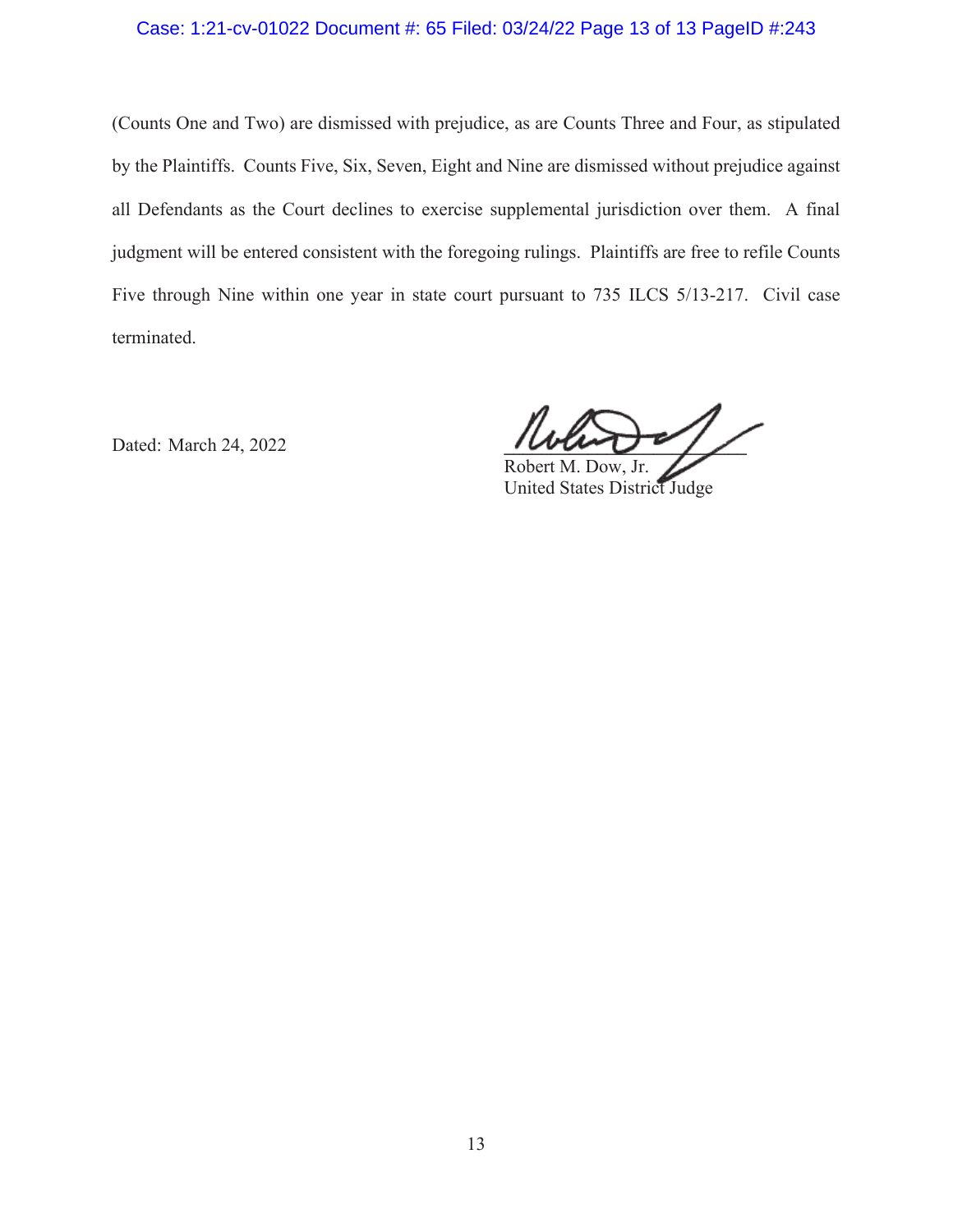(Counts One and Two) are dismissed with prejudice, as are Counts Three and Four, as stipulated by the Plaintiffs. Counts Five, Six, Seven, Eight and Nine are dismissed without prejudice against all Defendants as the Court declines to exercise supplemental jurisdiction over them. A final judgment will be entered consistent with the foregoing rulings. Plaintiffs are free to refile Counts Five through Nine within one year in state court pursuant to 735 ILCS 5/13-217. Civil case terminated.

Dated: March 24, 2022

Robert M. Dow, Jr.
United States District Judge